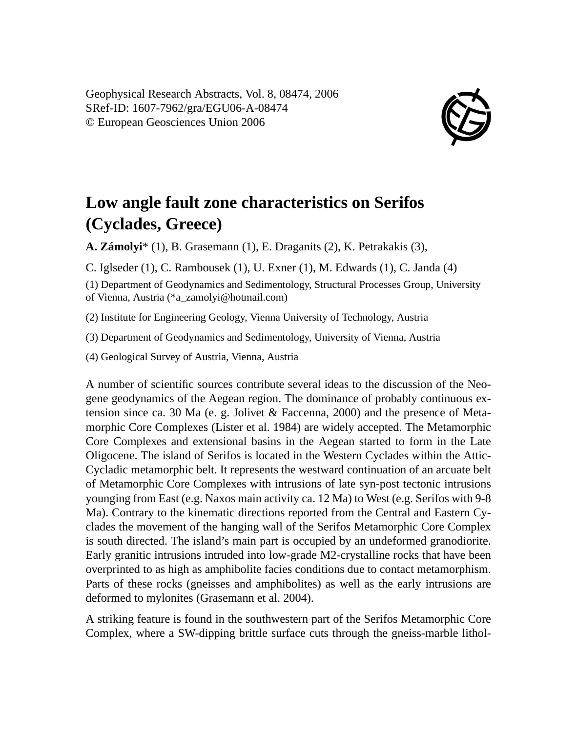Geophysical Research Abstracts, Vol. 8, 08474, 2006
SRef-ID: 1607-7962/gra/EGU06-A-08474
© European Geosciences Union 2006

# Low angle fault zone characteristics on Serifos (Cyclades, Greece)

**A. Zámolyi*** (1), B. Grasemann (1), E. Draganits (2), K. Petrakakis (3), C. Iglseder (1), C. Rambousek (1), U. Exner (1), M. Edwards (1), C. Janda (4)

(1) Department of Geodynamics and Sedimentology, Structural Processes Group, University of Vienna, Austria (*a_zamolyi@hotmail.com)

(2) Institute for Engineering Geology, Vienna University of Technology, Austria

(3) Department of Geodynamics and Sedimentology, University of Vienna, Austria

(4) Geological Survey of Austria, Vienna, Austria

A number of scientific sources contribute several ideas to the discussion of the Neogene geodynamics of the Aegean region. The dominance of probably continuous extension since ca. 30 Ma (e. g. Jolivet & Faccenna, 2000) and the presence of Metamorphic Core Complexes (Lister et al. 1984) are widely accepted. The Metamorphic Core Complexes and extensional basins in the Aegean started to form in the Late Oligocene. The island of Serifos is located in the Western Cyclades within the Attic-Cycladic metamorphic belt. It represents the westward continuation of an arcuate belt of Metamorphic Core Complexes with intrusions of late syn-post tectonic intrusions younging from East (e.g. Naxos main activity ca. 12 Ma) to West (e.g. Serifos with 9-8 Ma). Contrary to the kinematic directions reported from the Central and Eastern Cyclades the movement of the hanging wall of the Serifos Metamorphic Core Complex is south directed. The island's main part is occupied by an undeformed granodiorite. Early granitic intrusions intruded into low-grade M2-crystalline rocks that have been overprinted to as high as amphibolite facies conditions due to contact metamorphism. Parts of these rocks (gneisses and amphibolites) as well as the early intrusions are deformed to mylonites (Grasemann et al. 2004).

A striking feature is found in the southwestern part of the Serifos Metamorphic Core Complex, where a SW-dipping brittle surface cuts through the gneiss-marble lithol-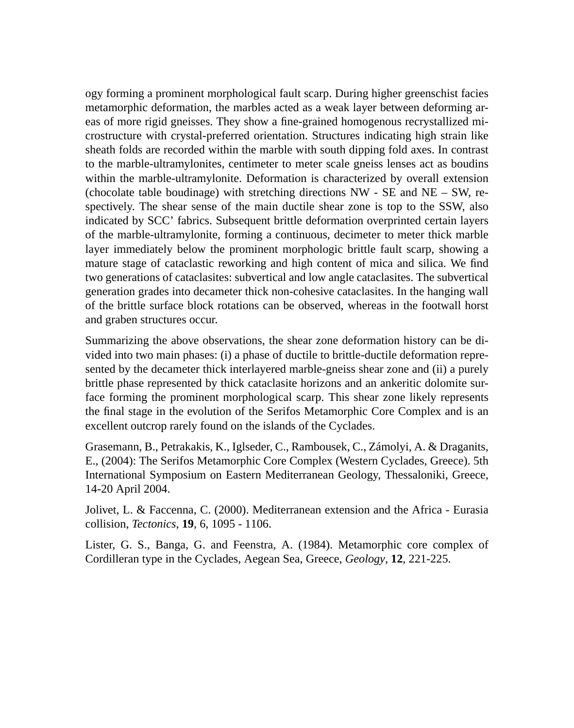ogy forming a prominent morphological fault scarp. During higher greenschist facies metamorphic deformation, the marbles acted as a weak layer between deforming areas of more rigid gneisses. They show a fine-grained homogenous recrystallized microstructure with crystal-preferred orientation. Structures indicating high strain like sheath folds are recorded within the marble with south dipping fold axes. In contrast to the marble-ultramylonites, centimeter to meter scale gneiss lenses act as boudins within the marble-ultramylonite. Deformation is characterized by overall extension (chocolate table boudinage) with stretching directions NW - SE and NE – SW, respectively. The shear sense of the main ductile shear zone is top to the SSW, also indicated by SCC' fabrics. Subsequent brittle deformation overprinted certain layers of the marble-ultramylonite, forming a continuous, decimeter to meter thick marble layer immediately below the prominent morphologic brittle fault scarp, showing a mature stage of cataclastic reworking and high content of mica and silica. We find two generations of cataclasites: subvertical and low angle cataclasites. The subvertical generation grades into decameter thick non-cohesive cataclasites. In the hanging wall of the brittle surface block rotations can be observed, whereas in the footwall horst and graben structures occur.

Summarizing the above observations, the shear zone deformation history can be divided into two main phases: (i) a phase of ductile to brittle-ductile deformation represented by the decameter thick interlayered marble-gneiss shear zone and (ii) a purely brittle phase represented by thick cataclasite horizons and an ankeritic dolomite surface forming the prominent morphological scarp. This shear zone likely represents the final stage in the evolution of the Serifos Metamorphic Core Complex and is an excellent outcrop rarely found on the islands of the Cyclades.

Grasemann, B., Petrakakis, K., Iglseder, C., Rambousek, C., Zámolyi, A. & Draganits, E., (2004): The Serifos Metamorphic Core Complex (Western Cyclades, Greece). 5th International Symposium on Eastern Mediterranean Geology, Thessaloniki, Greece, 14-20 April 2004.

Jolivet, L. & Faccenna, C. (2000). Mediterranean extension and the Africa - Eurasia collision, *Tectonics*, **19**, 6, 1095 - 1106.

Lister, G. S., Banga, G. and Feenstra, A. (1984). Metamorphic core complex of Cordilleran type in the Cyclades, Aegean Sea, Greece, *Geology*, **12**, 221-225.